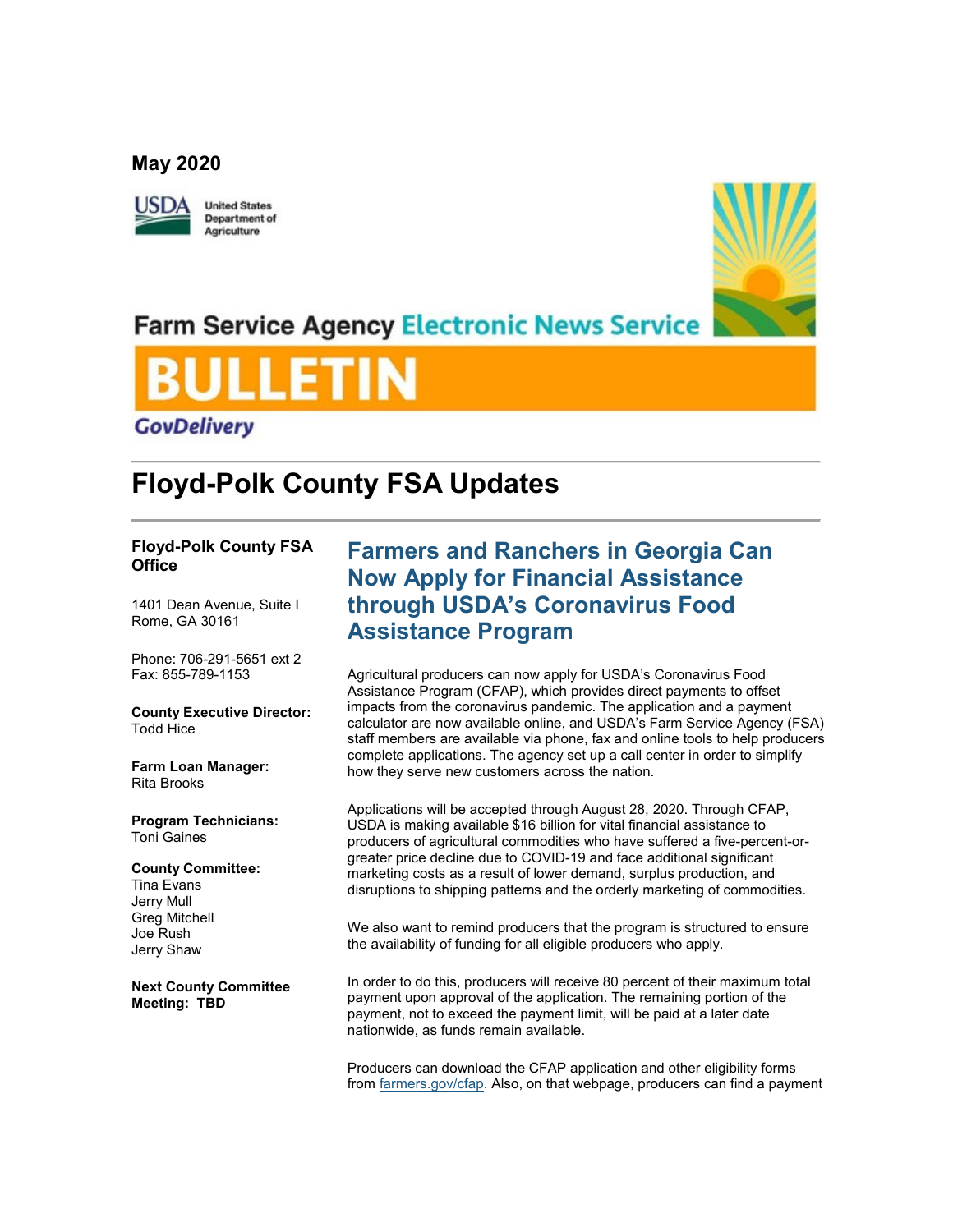May 2020

United States Department of Agriculture

Farm Service Agency Electronic News Service

BULLETIN

GovDelivery

# Floyd-Polk County FSA Updates

**Floyd-Polk County FSA Office**

1401 Dean Avenue, Suite I
Rome, GA 30161

Phone: 706-291-5651 ext 2
Fax: 855-789-1153

**County Executive Director:**
Todd Hice

**Farm Loan Manager:**
Rita Brooks

**Program Technicians:**
Toni Gaines

**County Committee:**
Tina Evans
Jerry Mull
Greg Mitchell
Joe Rush
Jerry Shaw

**Next County Committee Meeting: TBD**

## Farmers and Ranchers in Georgia Can Now Apply for Financial Assistance through USDA's Coronavirus Food Assistance Program

Agricultural producers can now apply for USDA's Coronavirus Food Assistance Program (CFAP), which provides direct payments to offset impacts from the coronavirus pandemic. The application and a payment calculator are now available online, and USDA's Farm Service Agency (FSA) staff members are available via phone, fax and online tools to help producers complete applications. The agency set up a call center in order to simplify how they serve new customers across the nation.

Applications will be accepted through August 28, 2020. Through CFAP, USDA is making available $16 billion for vital financial assistance to producers of agricultural commodities who have suffered a five-percent-or-greater price decline due to COVID-19 and face additional significant marketing costs as a result of lower demand, surplus production, and disruptions to shipping patterns and the orderly marketing of commodities.

We also want to remind producers that the program is structured to ensure the availability of funding for all eligible producers who apply.

In order to do this, producers will receive 80 percent of their maximum total payment upon approval of the application. The remaining portion of the payment, not to exceed the payment limit, will be paid at a later date nationwide, as funds remain available.

Producers can download the CFAP application and other eligibility forms from farmers.gov/cfap. Also, on that webpage, producers can find a payment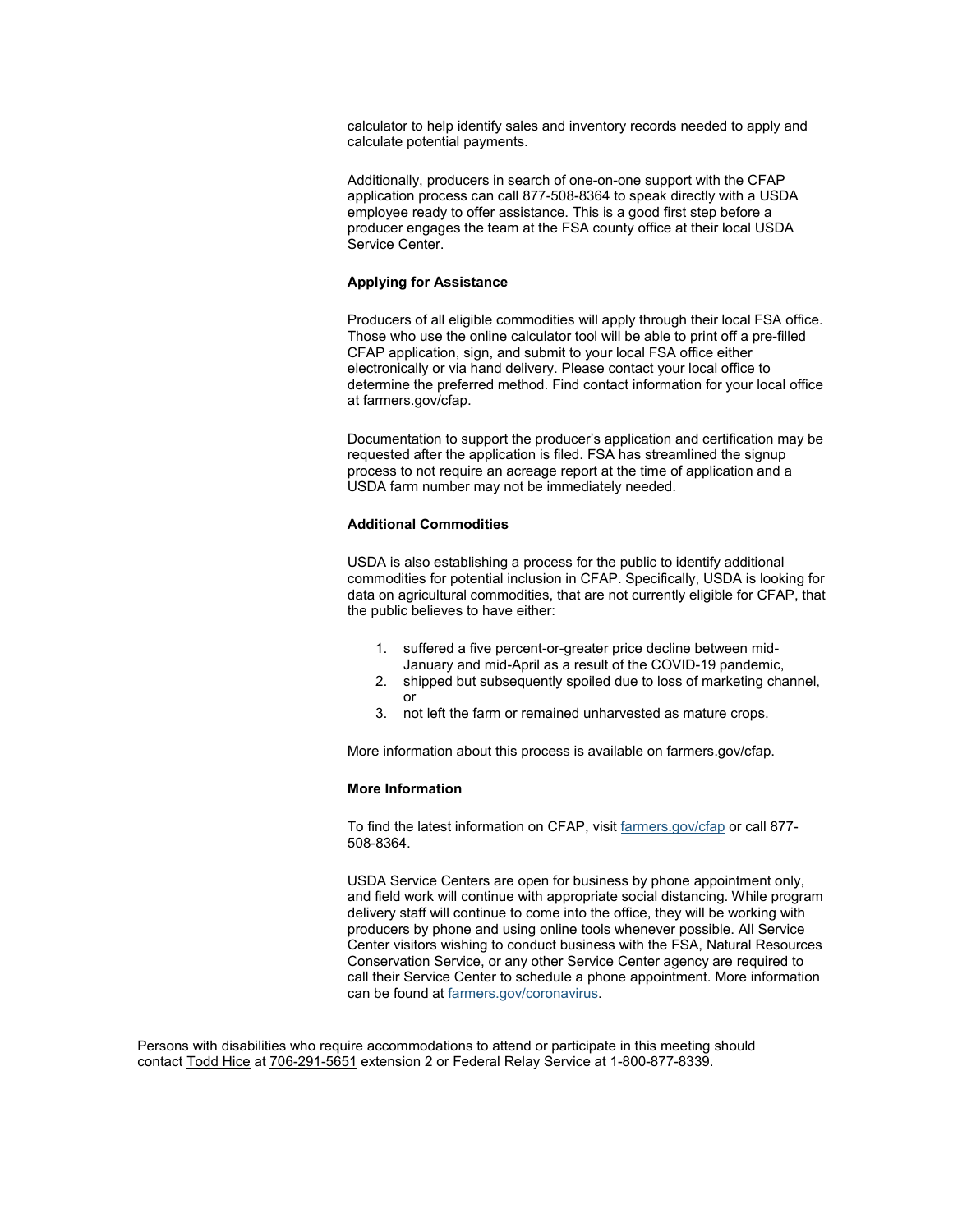calculator to help identify sales and inventory records needed to apply and calculate potential payments.

Additionally, producers in search of one-on-one support with the CFAP application process can call 877-508-8364 to speak directly with a USDA employee ready to offer assistance. This is a good first step before a producer engages the team at the FSA county office at their local USDA Service Center.

**Applying for Assistance**

Producers of all eligible commodities will apply through their local FSA office. Those who use the online calculator tool will be able to print off a pre-filled CFAP application, sign, and submit to your local FSA office either electronically or via hand delivery. Please contact your local office to determine the preferred method. Find contact information for your local office at farmers.gov/cfap.

Documentation to support the producer's application and certification may be requested after the application is filed. FSA has streamlined the signup process to not require an acreage report at the time of application and a USDA farm number may not be immediately needed.

**Additional Commodities**

USDA is also establishing a process for the public to identify additional commodities for potential inclusion in CFAP. Specifically, USDA is looking for data on agricultural commodities, that are not currently eligible for CFAP, that the public believes to have either:

1. suffered a five percent-or-greater price decline between mid-January and mid-April as a result of the COVID-19 pandemic,
2. shipped but subsequently spoiled due to loss of marketing channel, or
3. not left the farm or remained unharvested as mature crops.

More information about this process is available on farmers.gov/cfap.

**More Information**

To find the latest information on CFAP, visit [farmers.gov/cfap](farmers.gov/cfap) or call 877-508-8364.

USDA Service Centers are open for business by phone appointment only, and field work will continue with appropriate social distancing. While program delivery staff will continue to come into the office, they will be working with producers by phone and using online tools whenever possible. All Service Center visitors wishing to conduct business with the FSA, Natural Resources Conservation Service, or any other Service Center agency are required to call their Service Center to schedule a phone appointment. More information can be found at [farmers.gov/coronavirus](farmers.gov/coronavirus).

Persons with disabilities who require accommodations to attend or participate in this meeting should contact Todd Hice at 706-291-5651 extension 2 or Federal Relay Service at 1-800-877-8339.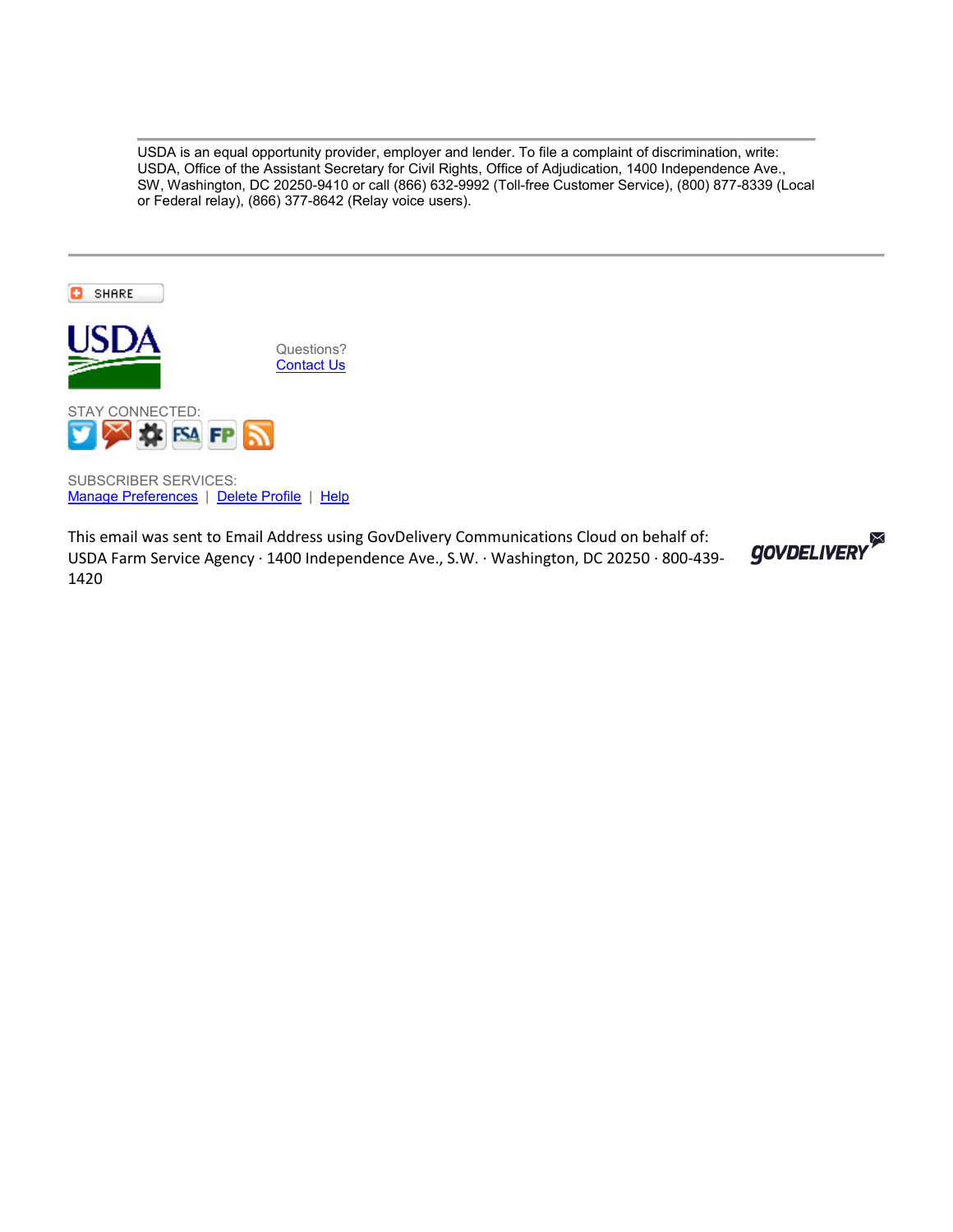USDA is an equal opportunity provider, employer and lender. To file a complaint of discrimination, write: USDA, Office of the Assistant Secretary for Civil Rights, Office of Adjudication, 1400 Independence Ave., SW, Washington, DC 20250-9410 or call (866) 632-9992 (Toll-free Customer Service), (800) 877-8339 (Local or Federal relay), (866) 377-8642 (Relay voice users).

---

SHARE

USDA

Questions?
[Contact Us]

STAY CONNECTED:

SUBSCRIBER SERVICES:
[Manage Preferences] | [Delete Profile] | [Help]

This email was sent to Email Address using GovDelivery Communications Cloud on behalf of: USDA Farm Service Agency · 1400 Independence Ave., S.W. · Washington, DC 20250 · 800-439-1420

GOVDELIVERY